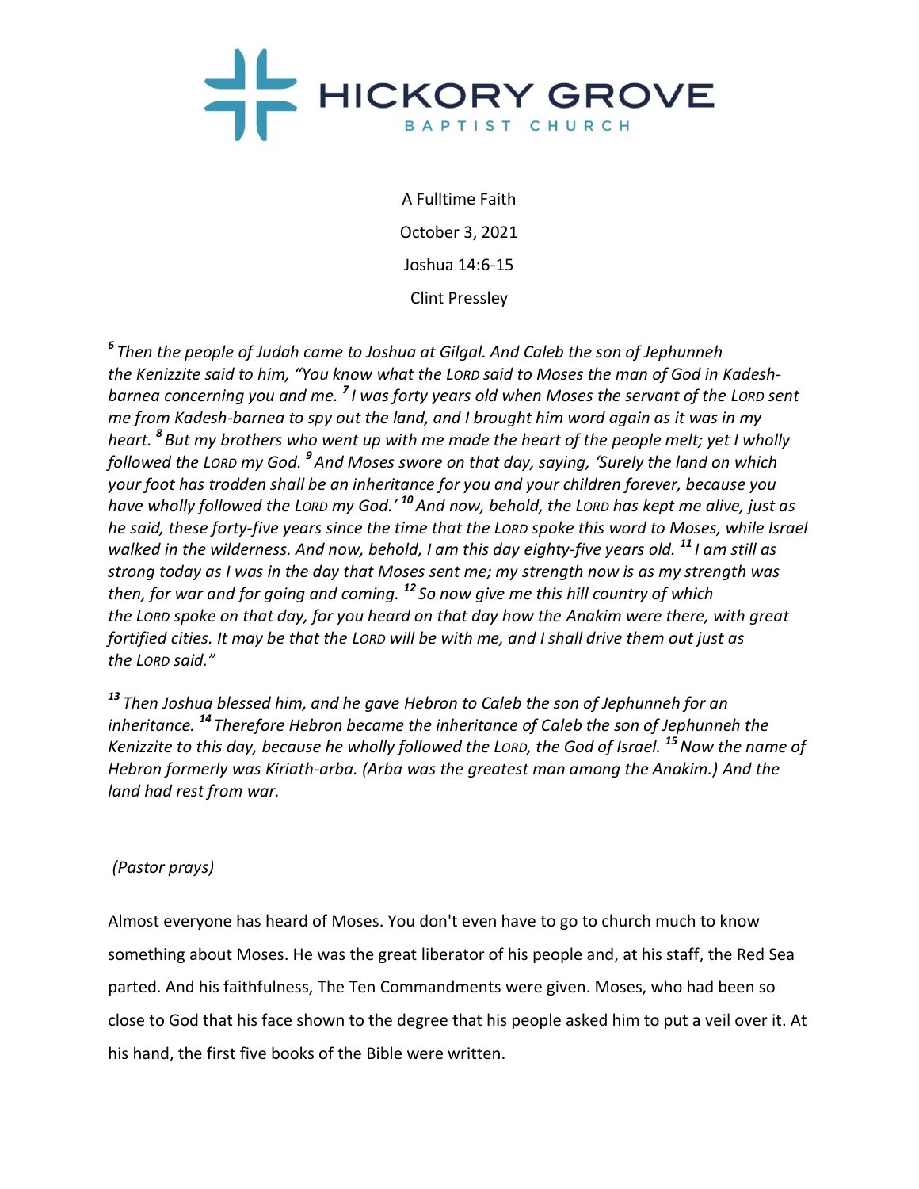# HICKORY GROVE

BAPTIST CHURCH

A Fulltime Faith

October 3, 2021

Joshua 14:6-15

Clint Pressley

*[6] Then the people of Judah came to Joshua at Gilgal. And Caleb the son of Jephunneh the Kenizzite said to him, "You know what the LORD said to Moses the man of God in Kadesh-barnea concerning you and me. [7] I was forty years old when Moses the servant of the LORD sent me from Kadesh-barnea to spy out the land, and I brought him word again as it was in my heart. [8] But my brothers who went up with me made the heart of the people melt; yet I wholly followed the LORD my God. [9] And Moses swore on that day, saying, 'Surely the land on which your foot has trodden shall be an inheritance for you and your children forever, because you have wholly followed the LORD my God.' [10] And now, behold, the LORD has kept me alive, just as he said, these forty-five years since the time that the LORD spoke this word to Moses, while Israel walked in the wilderness. And now, behold, I am this day eighty-five years old. [11] I am still as strong today as I was in the day that Moses sent me; my strength now is as my strength was then, for war and for going and coming. [12] So now give me this hill country of which the LORD spoke on that day, for you heard on that day how the Anakim were there, with great fortified cities. It may be that the LORD will be with me, and I shall drive them out just as the LORD said."*

*[13] Then Joshua blessed him, and he gave Hebron to Caleb the son of Jephunneh for an inheritance. [14] Therefore Hebron became the inheritance of Caleb the son of Jephunneh the Kenizzite to this day, because he wholly followed the LORD, the God of Israel. [15] Now the name of Hebron formerly was Kiriath-arba. (Arba was the greatest man among the Anakim.) And the land had rest from war.*

*(Pastor prays)*

Almost everyone has heard of Moses. You don't even have to go to church much to know something about Moses. He was the great liberator of his people and, at his staff, the Red Sea parted. And his faithfulness, The Ten Commandments were given. Moses, who had been so close to God that his face shown to the degree that his people asked him to put a veil over it. At his hand, the first five books of the Bible were written.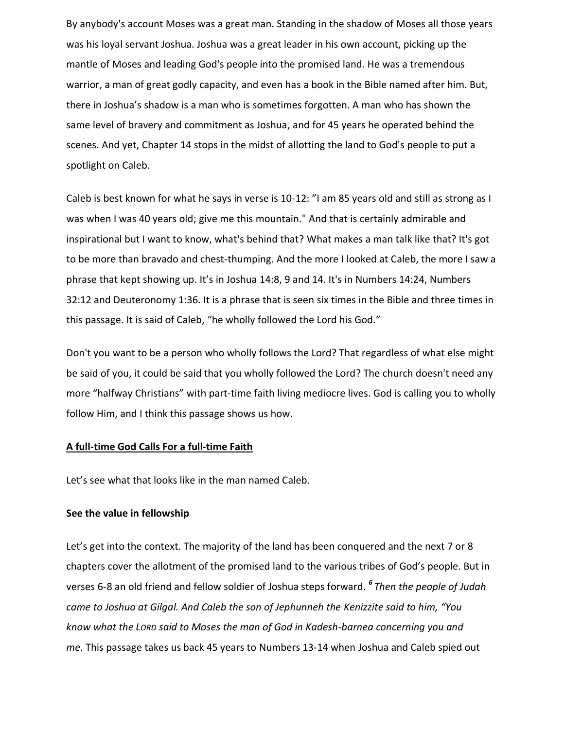By anybody's account Moses was a great man. Standing in the shadow of Moses all those years was his loyal servant Joshua. Joshua was a great leader in his own account, picking up the mantle of Moses and leading God's people into the promised land. He was a tremendous warrior, a man of great godly capacity, and even has a book in the Bible named after him. But, there in Joshua's shadow is a man who is sometimes forgotten. A man who has shown the same level of bravery and commitment as Joshua, and for 45 years he operated behind the scenes. And yet, Chapter 14 stops in the midst of allotting the land to God's people to put a spotlight on Caleb.

Caleb is best known for what he says in verse is 10-12: "I am 85 years old and still as strong as I was when I was 40 years old; give me this mountain." And that is certainly admirable and inspirational but I want to know, what's behind that? What makes a man talk like that? It's got to be more than bravado and chest-thumping. And the more I looked at Caleb, the more I saw a phrase that kept showing up. It's in Joshua 14:8, 9 and 14. It's in Numbers 14:24, Numbers 32:12 and Deuteronomy 1:36. It is a phrase that is seen six times in the Bible and three times in this passage. It is said of Caleb, "he wholly followed the Lord his God."

Don't you want to be a person who wholly follows the Lord? That regardless of what else might be said of you, it could be said that you wholly followed the Lord? The church doesn't need any more "halfway Christians" with part-time faith living mediocre lives. God is calling you to wholly follow Him, and I think this passage shows us how.

**<u>A full-time God Calls For a full-time Faith</u>**

Let's see what that looks like in the man named Caleb.

**See the value in fellowship**

Let's get into the context. The majority of the land has been conquered and the next 7 or 8 chapters cover the allotment of the promised land to the various tribes of God's people. But in verses 6-8 an old friend and fellow soldier of Joshua steps forward. ***6*** *Then the people of Judah came to Joshua at Gilgal. And Caleb the son of Jephunneh the Kenizzite said to him, "You know what the LORD said to Moses the man of God in Kadesh-barnea concerning you and me.* This passage takes us back 45 years to Numbers 13-14 when Joshua and Caleb spied out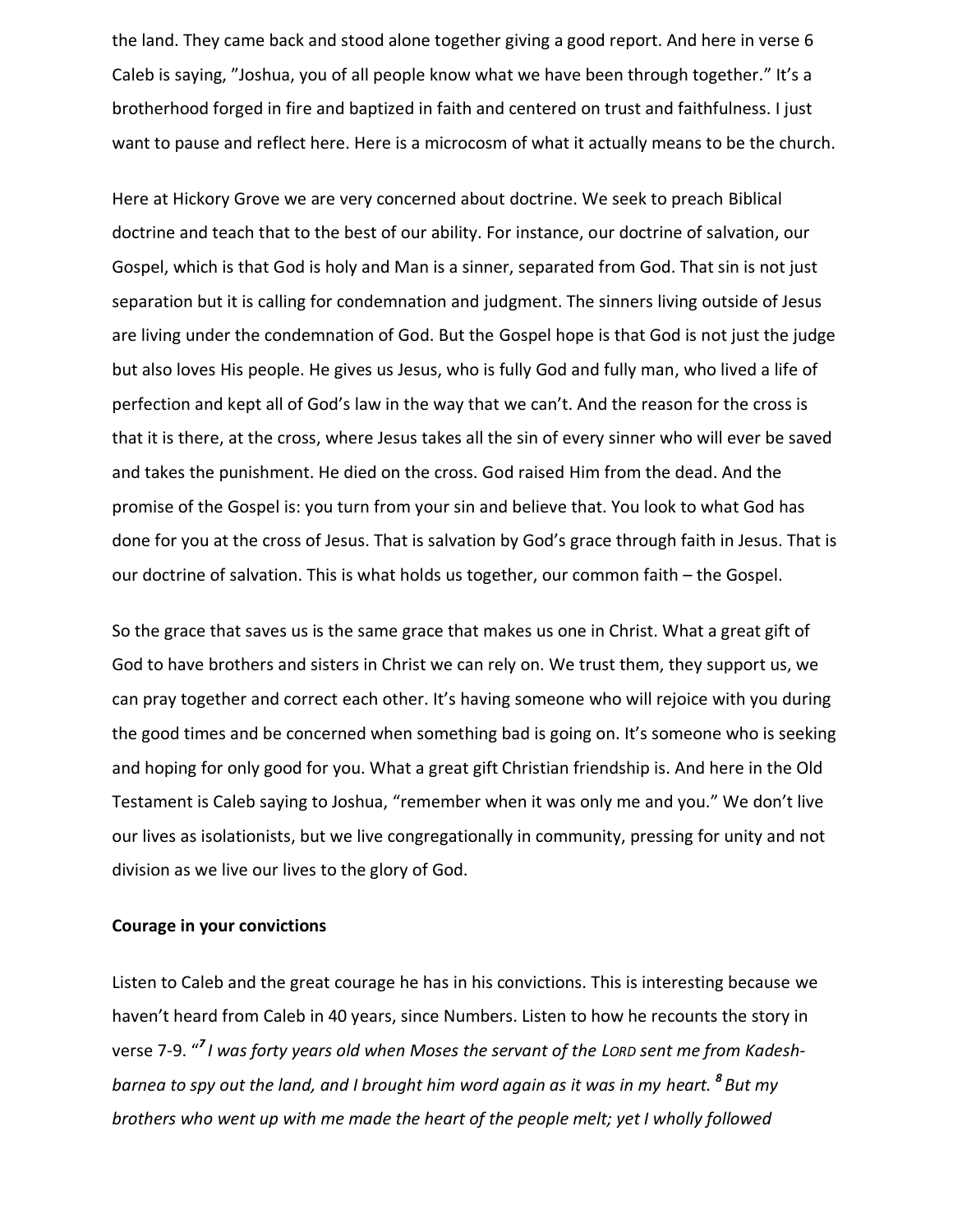the land. They came back and stood alone together giving a good report. And here in verse 6 Caleb is saying, "Joshua, you of all people know what we have been through together." It's a brotherhood forged in fire and baptized in faith and centered on trust and faithfulness. I just want to pause and reflect here. Here is a microcosm of what it actually means to be the church.

Here at Hickory Grove we are very concerned about doctrine. We seek to preach Biblical doctrine and teach that to the best of our ability. For instance, our doctrine of salvation, our Gospel, which is that God is holy and Man is a sinner, separated from God. That sin is not just separation but it is calling for condemnation and judgment. The sinners living outside of Jesus are living under the condemnation of God. But the Gospel hope is that God is not just the judge but also loves His people. He gives us Jesus, who is fully God and fully man, who lived a life of perfection and kept all of God's law in the way that we can't. And the reason for the cross is that it is there, at the cross, where Jesus takes all the sin of every sinner who will ever be saved and takes the punishment. He died on the cross. God raised Him from the dead. And the promise of the Gospel is: you turn from your sin and believe that. You look to what God has done for you at the cross of Jesus. That is salvation by God's grace through faith in Jesus. That is our doctrine of salvation. This is what holds us together, our common faith – the Gospel.

So the grace that saves us is the same grace that makes us one in Christ. What a great gift of God to have brothers and sisters in Christ we can rely on. We trust them, they support us, we can pray together and correct each other. It's having someone who will rejoice with you during the good times and be concerned when something bad is going on. It's someone who is seeking and hoping for only good for you. What a great gift Christian friendship is. And here in the Old Testament is Caleb saying to Joshua, "remember when it was only me and you." We don't live our lives as isolationists, but we live congregationally in community, pressing for unity and not division as we live our lives to the glory of God.

**Courage in your convictions**

Listen to Caleb and the great courage he has in his convictions. This is interesting because we haven't heard from Caleb in 40 years, since Numbers. Listen to how he recounts the story in verse 7-9. "***7*** *I was forty years old when Moses the servant of the LORD sent me from Kadesh-barnea to spy out the land, and I brought him word again as it was in my heart.* ***8*** *But my brothers who went up with me made the heart of the people melt; yet I wholly followed*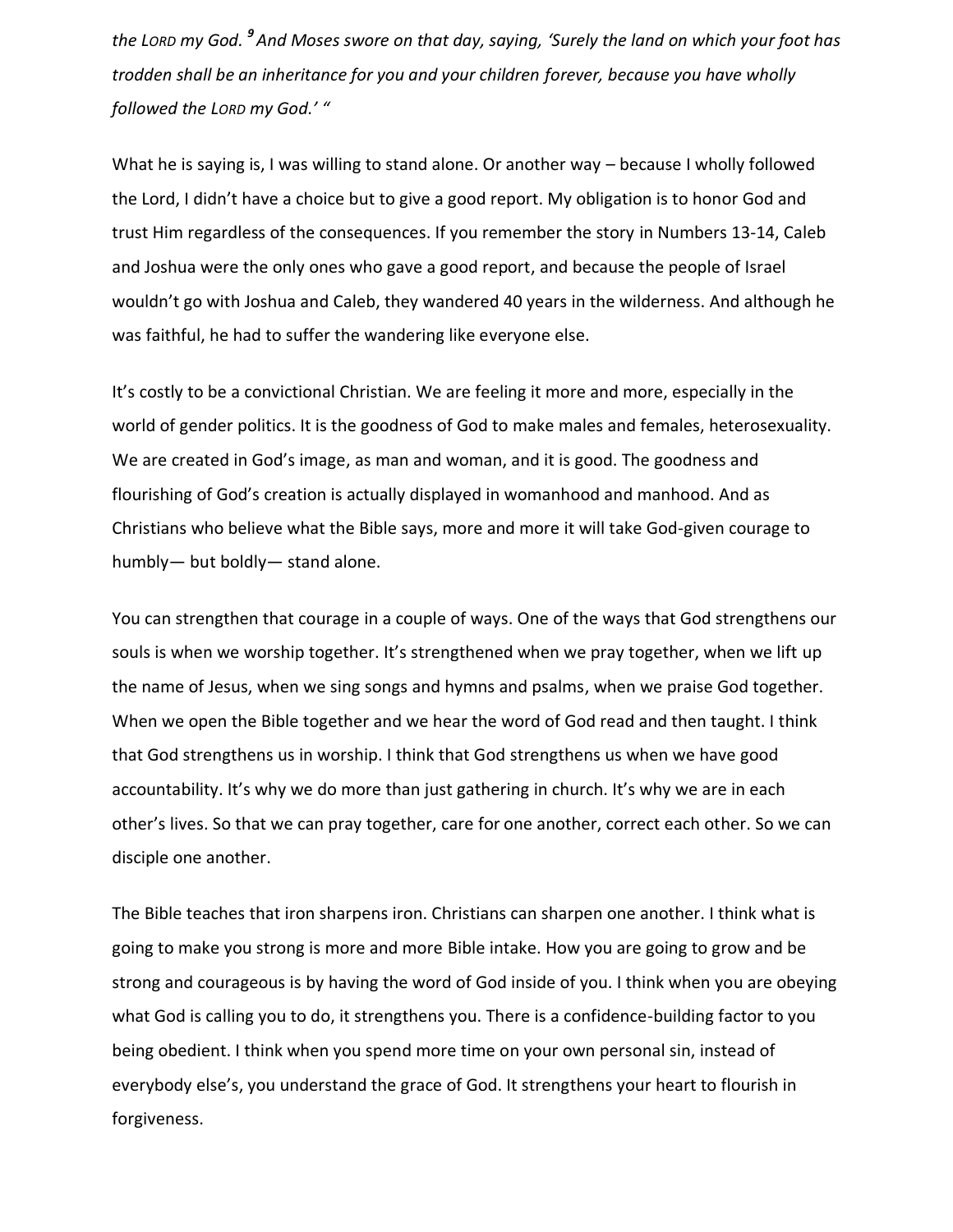*the LORD my God.* [9] *And Moses swore on that day, saying, 'Surely the land on which your foot has trodden shall be an inheritance for you and your children forever, because you have wholly followed the LORD my God.' "*

What he is saying is, I was willing to stand alone. Or another way – because I wholly followed the Lord, I didn't have a choice but to give a good report. My obligation is to honor God and trust Him regardless of the consequences. If you remember the story in Numbers 13-14, Caleb and Joshua were the only ones who gave a good report, and because the people of Israel wouldn't go with Joshua and Caleb, they wandered 40 years in the wilderness. And although he was faithful, he had to suffer the wandering like everyone else.

It's costly to be a convictional Christian. We are feeling it more and more, especially in the world of gender politics. It is the goodness of God to make males and females, heterosexuality. We are created in God's image, as man and woman, and it is good. The goodness and flourishing of God's creation is actually displayed in womanhood and manhood. And as Christians who believe what the Bible says, more and more it will take God-given courage to humbly— but boldly— stand alone.

You can strengthen that courage in a couple of ways. One of the ways that God strengthens our souls is when we worship together. It's strengthened when we pray together, when we lift up the name of Jesus, when we sing songs and hymns and psalms, when we praise God together. When we open the Bible together and we hear the word of God read and then taught. I think that God strengthens us in worship. I think that God strengthens us when we have good accountability. It's why we do more than just gathering in church. It's why we are in each other's lives. So that we can pray together, care for one another, correct each other. So we can disciple one another.

The Bible teaches that iron sharpens iron. Christians can sharpen one another. I think what is going to make you strong is more and more Bible intake. How you are going to grow and be strong and courageous is by having the word of God inside of you. I think when you are obeying what God is calling you to do, it strengthens you. There is a confidence-building factor to you being obedient. I think when you spend more time on your own personal sin, instead of everybody else's, you understand the grace of God. It strengthens your heart to flourish in forgiveness.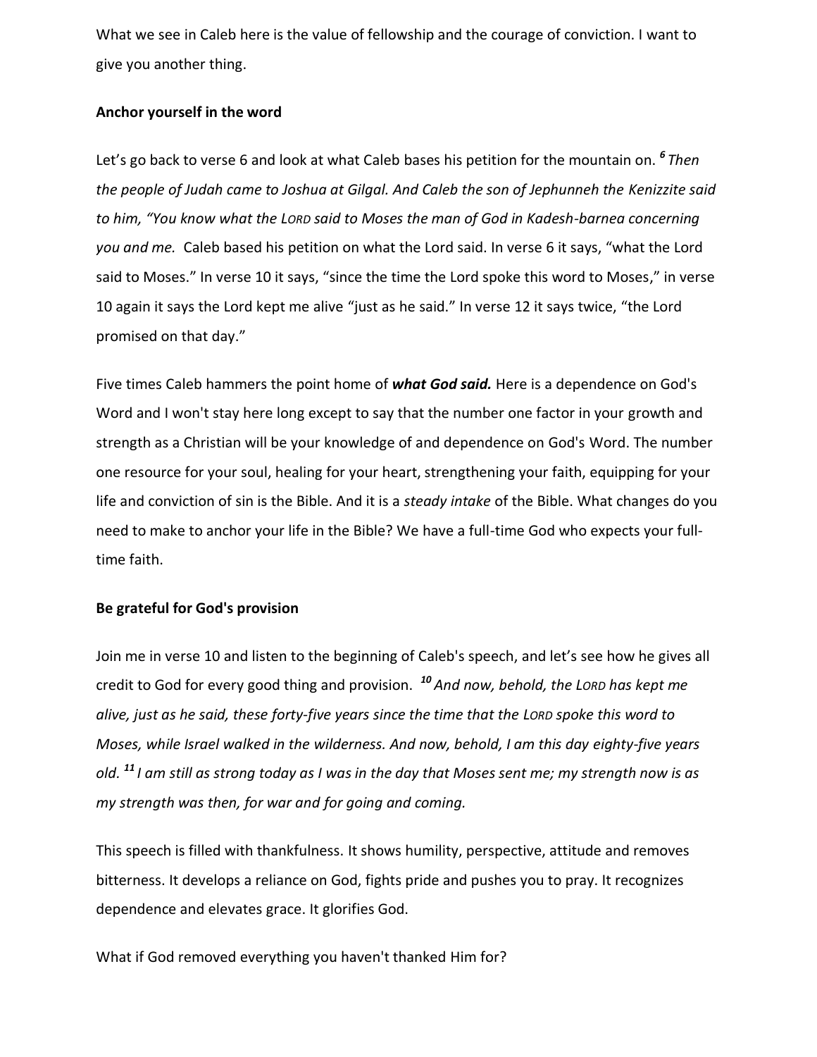What we see in Caleb here is the value of fellowship and the courage of conviction. I want to give you another thing.

**Anchor yourself in the word**

Let's go back to verse 6 and look at what Caleb bases his petition for the mountain on. [6] *Then the people of Judah came to Joshua at Gilgal. And Caleb the son of Jephunneh the Kenizzite said to him, "You know what the LORD said to Moses the man of God in Kadesh-barnea concerning you and me.* Caleb based his petition on what the Lord said. In verse 6 it says, "what the Lord said to Moses." In verse 10 it says, "since the time the Lord spoke this word to Moses," in verse 10 again it says the Lord kept me alive "just as he said." In verse 12 it says twice, "the Lord promised on that day."

Five times Caleb hammers the point home of ***what God said.*** Here is a dependence on God's Word and I won't stay here long except to say that the number one factor in your growth and strength as a Christian will be your knowledge of and dependence on God's Word. The number one resource for your soul, healing for your heart, strengthening your faith, equipping for your life and conviction of sin is the Bible. And it is a *steady intake* of the Bible. What changes do you need to make to anchor your life in the Bible? We have a full-time God who expects your full-time faith.

**Be grateful for God's provision**

Join me in verse 10 and listen to the beginning of Caleb's speech, and let's see how he gives all credit to God for every good thing and provision. [10] *And now, behold, the LORD has kept me alive, just as he said, these forty-five years since the time that the LORD spoke this word to Moses, while Israel walked in the wilderness. And now, behold, I am this day eighty-five years old.* [11] *I am still as strong today as I was in the day that Moses sent me; my strength now is as my strength was then, for war and for going and coming.*

This speech is filled with thankfulness. It shows humility, perspective, attitude and removes bitterness. It develops a reliance on God, fights pride and pushes you to pray. It recognizes dependence and elevates grace. It glorifies God.

What if God removed everything you haven't thanked Him for?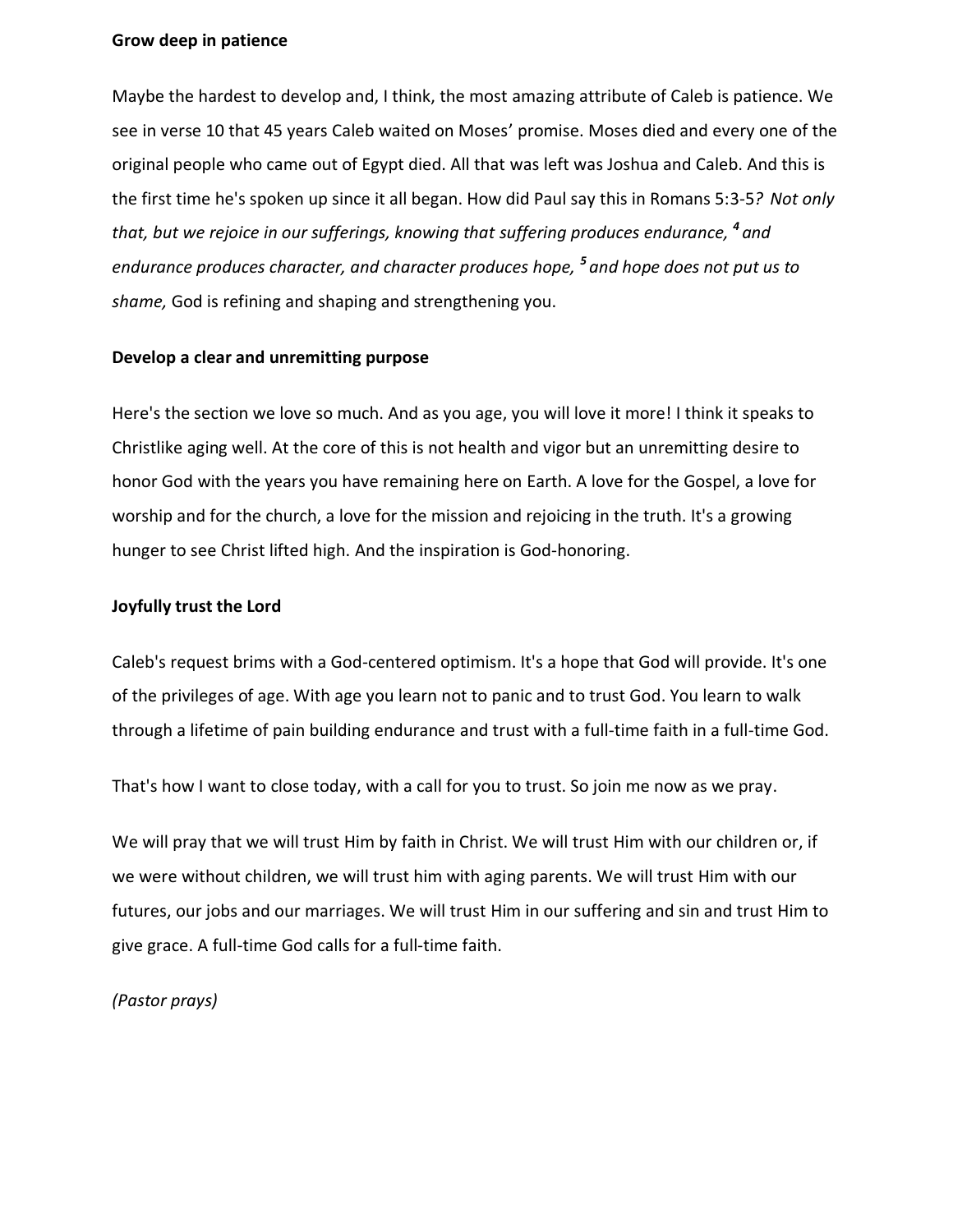**Grow deep in patience**

Maybe the hardest to develop and, I think, the most amazing attribute of Caleb is patience. We see in verse 10 that 45 years Caleb waited on Moses' promise. Moses died and every one of the original people who came out of Egypt died. All that was left was Joshua and Caleb. And this is the first time he's spoken up since it all began. How did Paul say this in Romans 5:3-5*? Not only that, but we rejoice in our sufferings, knowing that suffering produces endurance,* ***4*** *and endurance produces character, and character produces hope,* ***5*** *and hope does not put us to shame,* God is refining and shaping and strengthening you.

**Develop a clear and unremitting purpose**

Here's the section we love so much. And as you age, you will love it more! I think it speaks to Christlike aging well. At the core of this is not health and vigor but an unremitting desire to honor God with the years you have remaining here on Earth. A love for the Gospel, a love for worship and for the church, a love for the mission and rejoicing in the truth. It's a growing hunger to see Christ lifted high. And the inspiration is God-honoring.

**Joyfully trust the Lord**

Caleb's request brims with a God-centered optimism. It's a hope that God will provide. It's one of the privileges of age. With age you learn not to panic and to trust God. You learn to walk through a lifetime of pain building endurance and trust with a full-time faith in a full-time God.

That's how I want to close today, with a call for you to trust. So join me now as we pray.

We will pray that we will trust Him by faith in Christ. We will trust Him with our children or, if we were without children, we will trust him with aging parents. We will trust Him with our futures, our jobs and our marriages. We will trust Him in our suffering and sin and trust Him to give grace. A full-time God calls for a full-time faith.

*(Pastor prays)*